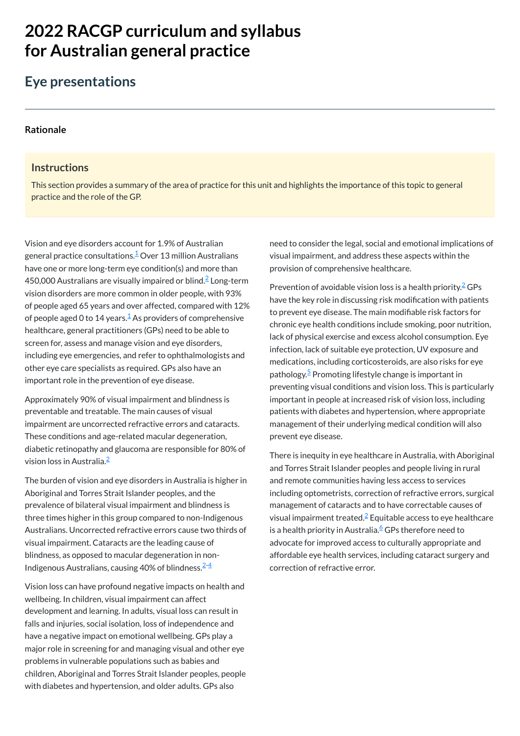# 2022 RACGP curriculum and syllabus for Australian general practice

## Eye presentations

### Rationale

#### Instructions

This section provides a summary of the area of practice for this unit and highlights the importance of this topic to general practice and the role of the GP.

Vision and eye disorders account for 1.9% of Australian general practice consultations.[1] Over 13 million Australians have one or more long-term eye condition(s) and more than 450,000 Australians are visually impaired or blind.[2] Long-term vision disorders are more common in older people, with 93% of people aged 65 years and over affected, compared with 12% of people aged 0 to 14 years.[1] As providers of comprehensive healthcare, general practitioners (GPs) need to be able to screen for, assess and manage vision and eye disorders, including eye emergencies, and refer to ophthalmologists and other eye care specialists as required. GPs also have an important role in the prevention of eye disease.

Approximately 90% of visual impairment and blindness is preventable and treatable. The main causes of visual impairment are uncorrected refractive errors and cataracts. These conditions and age-related macular degeneration, diabetic retinopathy and glaucoma are responsible for 80% of vision loss in Australia.[2]

The burden of vision and eye disorders in Australia is higher in Aboriginal and Torres Strait Islander peoples, and the prevalence of bilateral visual impairment and blindness is three times higher in this group compared to non-Indigenous Australians. Uncorrected refractive errors cause two thirds of visual impairment. Cataracts are the leading cause of blindness, as opposed to macular degeneration in non-Indigenous Australians, causing 40% of blindness.[2-4]

Vision loss can have profound negative impacts on health and wellbeing. In children, visual impairment can affect development and learning. In adults, visual loss can result in falls and injuries, social isolation, loss of independence and have a negative impact on emotional wellbeing. GPs play a major role in screening for and managing visual and other eye problems in vulnerable populations such as babies and children, Aboriginal and Torres Strait Islander peoples, people with diabetes and hypertension, and older adults. GPs also need to consider the legal, social and emotional implications of visual impairment, and address these aspects within the provision of comprehensive healthcare.

Prevention of avoidable vision loss is a health priority.[2] GPs have the key role in discussing risk modification with patients to prevent eye disease. The main modifiable risk factors for chronic eye health conditions include smoking, poor nutrition, lack of physical exercise and excess alcohol consumption. Eye infection, lack of suitable eye protection, UV exposure and medications, including corticosteroids, are also risks for eye pathology.[5] Promoting lifestyle change is important in preventing visual conditions and vision loss. This is particularly important in people at increased risk of vision loss, including patients with diabetes and hypertension, where appropriate management of their underlying medical condition will also prevent eye disease.

There is inequity in eye healthcare in Australia, with Aboriginal and Torres Strait Islander peoples and people living in rural and remote communities having less access to services including optometrists, correction of refractive errors, surgical management of cataracts and to have correctable causes of visual impairment treated.[2] Equitable access to eye healthcare is a health priority in Australia.[6] GPs therefore need to advocate for improved access to culturally appropriate and affordable eye health services, including cataract surgery and correction of refractive error.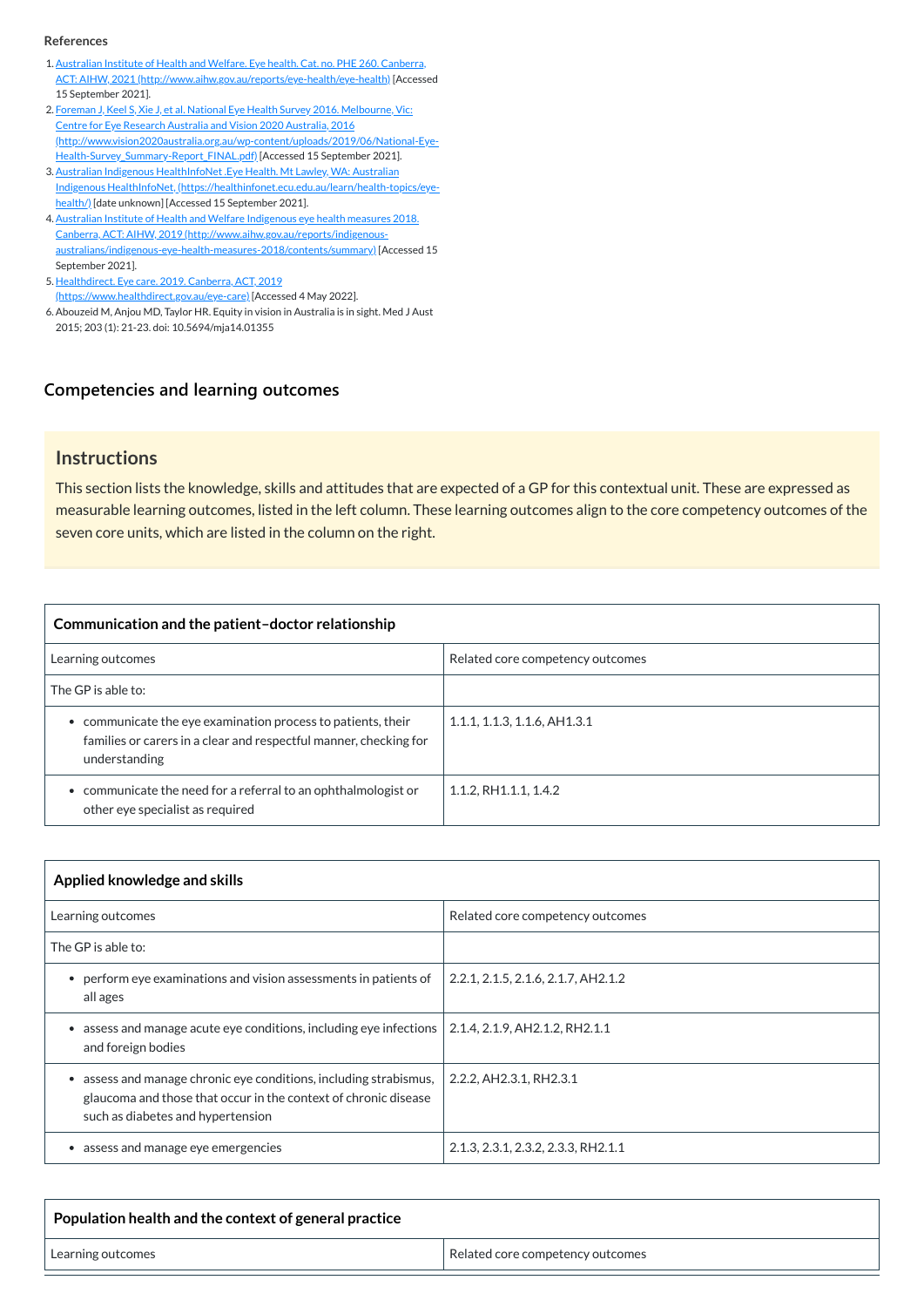**References**

1. Australian Institute of Health and Welfare. Eye health. Cat. no. PHE 260. Canberra, ACT: AIHW, 2021 (http://www.aihw.gov.au/reports/eye-health/eye-health) [Accessed 15 September 2021].
2. Foreman J, Keel S, Xie J, et al. National Eye Health Survey 2016. Melbourne, Vic: Centre for Eye Research Australia and Vision 2020 Australia, 2016 (http://www.vision2020australia.org.au/wp-content/uploads/2019/06/National-Eye-Health-Survey_Summary-Report_FINAL.pdf) [Accessed 15 September 2021].
3. Australian Indigenous HealthInfoNet .Eye Health. Mt Lawley, WA: Australian Indigenous HealthInfoNet, (https://healthinfonet.ecu.edu.au/learn/health-topics/eye-health/) [date unknown] [Accessed 15 September 2021].
4. Australian Institute of Health and Welfare Indigenous eye health measures 2018. Canberra, ACT: AIHW, 2019 (http://www.aihw.gov.au/reports/indigenous-australians/indigenous-eye-health-measures-2018/contents/summary) [Accessed 15 September 2021].
5. Healthdirect. Eye care. 2019. Canberra, ACT, 2019 (https://www.healthdirect.gov.au/eye-care) [Accessed 4 May 2022].
6. Abouzeid M, Anjou MD, Taylor HR. Equity in vision in Australia is in sight. Med J Aust 2015; 203 (1): 21-23. doi: 10.5694/mja14.01355

## Competencies and learning outcomes

### Instructions

This section lists the knowledge, skills and attitudes that are expected of a GP for this contextual unit. These are expressed as measurable learning outcomes, listed in the left column. These learning outcomes align to the core competency outcomes of the seven core units, which are listed in the column on the right.

| Communication and the patient–doctor relationship | |
|---|---|
| Learning outcomes | Related core competency outcomes |
| The GP is able to: | |
| • communicate the eye examination process to patients, their families or carers in a clear and respectful manner, checking for understanding | 1.1.1, 1.1.3, 1.1.6, AH1.3.1 |
| • communicate the need for a referral to an ophthalmologist or other eye specialist as required | 1.1.2, RH1.1.1, 1.4.2 |

| Applied knowledge and skills | |
|---|---|
| Learning outcomes | Related core competency outcomes |
| The GP is able to: | |
| • perform eye examinations and vision assessments in patients of all ages | 2.2.1, 2.1.5, 2.1.6, 2.1.7, AH2.1.2 |
| • assess and manage acute eye conditions, including eye infections and foreign bodies | 2.1.4, 2.1.9, AH2.1.2, RH2.1.1 |
| • assess and manage chronic eye conditions, including strabismus, glaucoma and those that occur in the context of chronic disease such as diabetes and hypertension | 2.2.2, AH2.3.1, RH2.3.1 |
| • assess and manage eye emergencies | 2.1.3, 2.3.1, 2.3.2, 2.3.3, RH2.1.1 |

| Population health and the context of general practice | |
|---|---|
| Learning outcomes | Related core competency outcomes |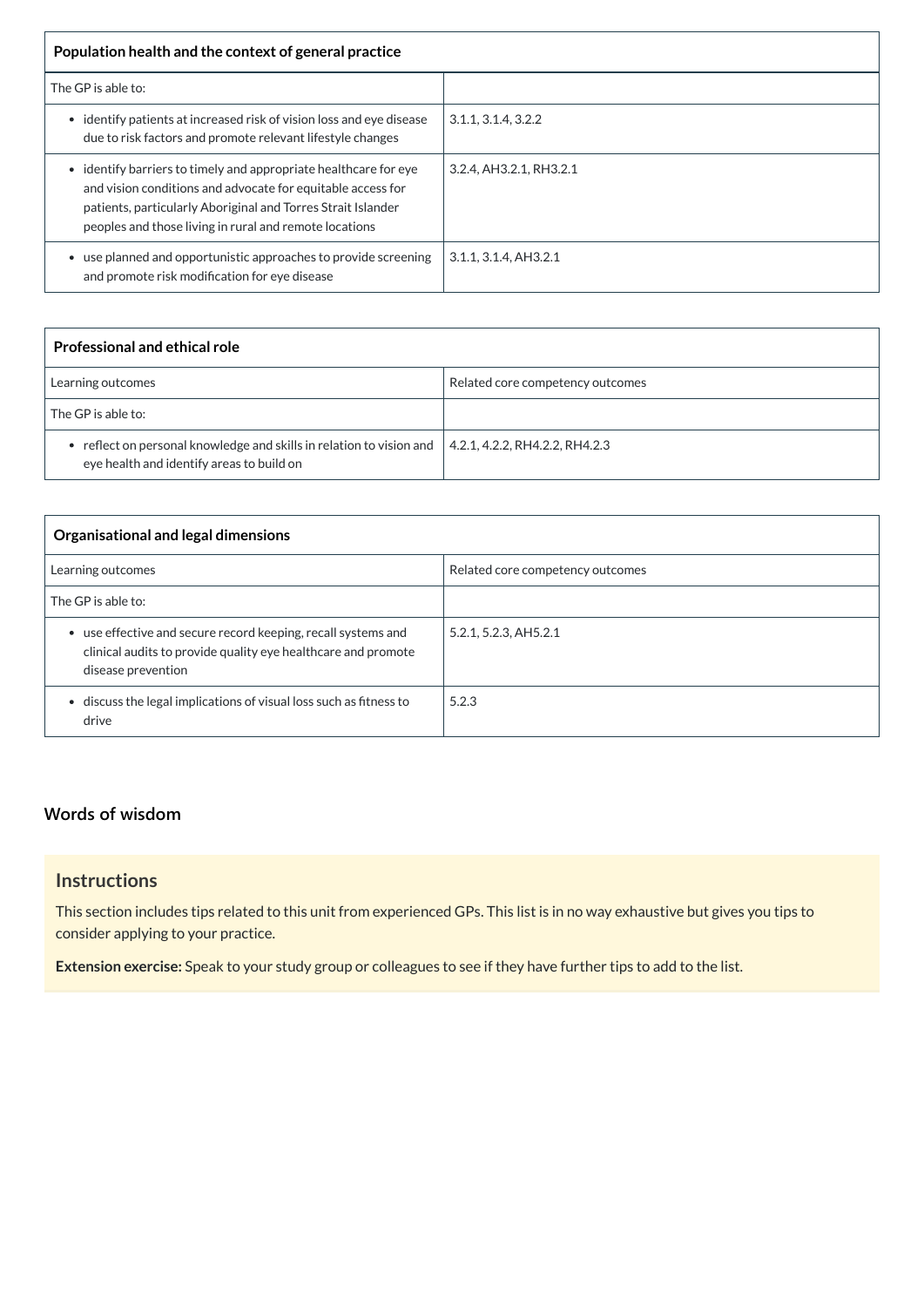| Population health and the context of general practice | |
|---|---|
| The GP is able to: | |
| • identify patients at increased risk of vision loss and eye disease due to risk factors and promote relevant lifestyle changes | 3.1.1, 3.1.4, 3.2.2 |
| • identify barriers to timely and appropriate healthcare for eye and vision conditions and advocate for equitable access for patients, particularly Aboriginal and Torres Strait Islander peoples and those living in rural and remote locations | 3.2.4, AH3.2.1, RH3.2.1 |
| • use planned and opportunistic approaches to provide screening and promote risk modification for eye disease | 3.1.1, 3.1.4, AH3.2.1 |

| Professional and ethical role | |
|---|---|
| Learning outcomes | Related core competency outcomes |
| The GP is able to: | |
| • reflect on personal knowledge and skills in relation to vision and eye health and identify areas to build on | 4.2.1, 4.2.2, RH4.2.2, RH4.2.3 |

| Organisational and legal dimensions | |
|---|---|
| Learning outcomes | Related core competency outcomes |
| The GP is able to: | |
| • use effective and secure record keeping, recall systems and clinical audits to provide quality eye healthcare and promote disease prevention | 5.2.1, 5.2.3, AH5.2.1 |
| • discuss the legal implications of visual loss such as fitness to drive | 5.2.3 |

## Words of wisdom

### Instructions

This section includes tips related to this unit from experienced GPs. This list is in no way exhaustive but gives you tips to consider applying to your practice.

**Extension exercise:** Speak to your study group or colleagues to see if they have further tips to add to the list.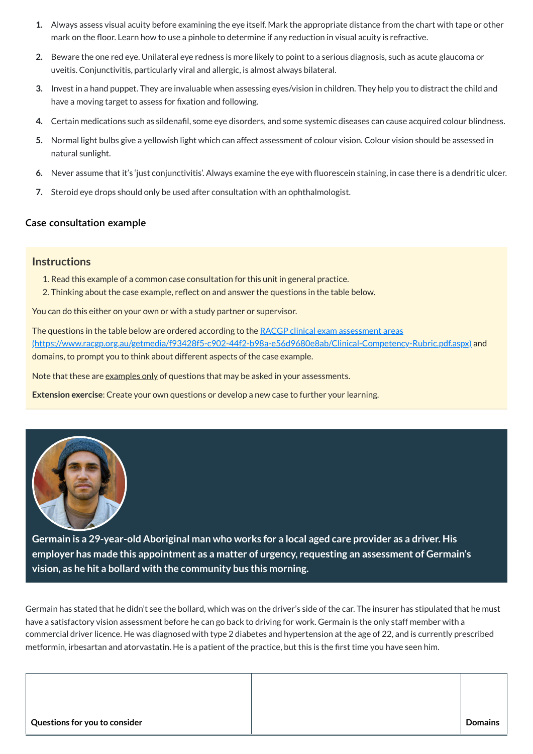1. Always assess visual acuity before examining the eye itself. Mark the appropriate distance from the chart with tape or other mark on the floor. Learn how to use a pinhole to determine if any reduction in visual acuity is refractive.
2. Beware the one red eye. Unilateral eye redness is more likely to point to a serious diagnosis, such as acute glaucoma or uveitis. Conjunctivitis, particularly viral and allergic, is almost always bilateral.
3. Invest in a hand puppet. They are invaluable when assessing eyes/vision in children. They help you to distract the child and have a moving target to assess for fixation and following.
4. Certain medications such as sildenafil, some eye disorders, and some systemic diseases can cause acquired colour blindness.
5. Normal light bulbs give a yellowish light which can affect assessment of colour vision. Colour vision should be assessed in natural sunlight.
6. Never assume that it's 'just conjunctivitis'. Always examine the eye with fluorescein staining, in case there is a dendritic ulcer.
7. Steroid eye drops should only be used after consultation with an ophthalmologist.

### Case consultation example

#### Instructions

1. Read this example of a common case consultation for this unit in general practice.
2. Thinking about the case example, reflect on and answer the questions in the table below.

You can do this either on your own or with a study partner or supervisor.

The questions in the table below are ordered according to the [RACGP clinical exam assessment areas (https://www.racgp.org.au/getmedia/f93428f5-c902-44f2-b98a-e56d9680e8ab/Clinical-Competency-Rubric.pdf.aspx)](https://www.racgp.org.au/getmedia/f93428f5-c902-44f2-b98a-e56d9680e8ab/Clinical-Competency-Rubric.pdf.aspx) and domains, to prompt you to think about different aspects of the case example.

Note that these are examples only of questions that may be asked in your assessments.

**Extension exercise**: Create your own questions or develop a new case to further your learning.

**Germain is a 29-year-old Aboriginal man who works for a local aged care provider as a driver. His employer has made this appointment as a matter of urgency, requesting an assessment of Germain's vision, as he hit a bollard with the community bus this morning.**

Germain has stated that he didn't see the bollard, which was on the driver's side of the car. The insurer has stipulated that he must have a satisfactory vision assessment before he can go back to driving for work. Germain is the only staff member with a commercial driver licence. He was diagnosed with type 2 diabetes and hypertension at the age of 22, and is currently prescribed metformin, irbesartan and atorvastatin. He is a patient of the practice, but this is the first time you have seen him.

| Questions for you to consider | | Domains |
|---|---|---|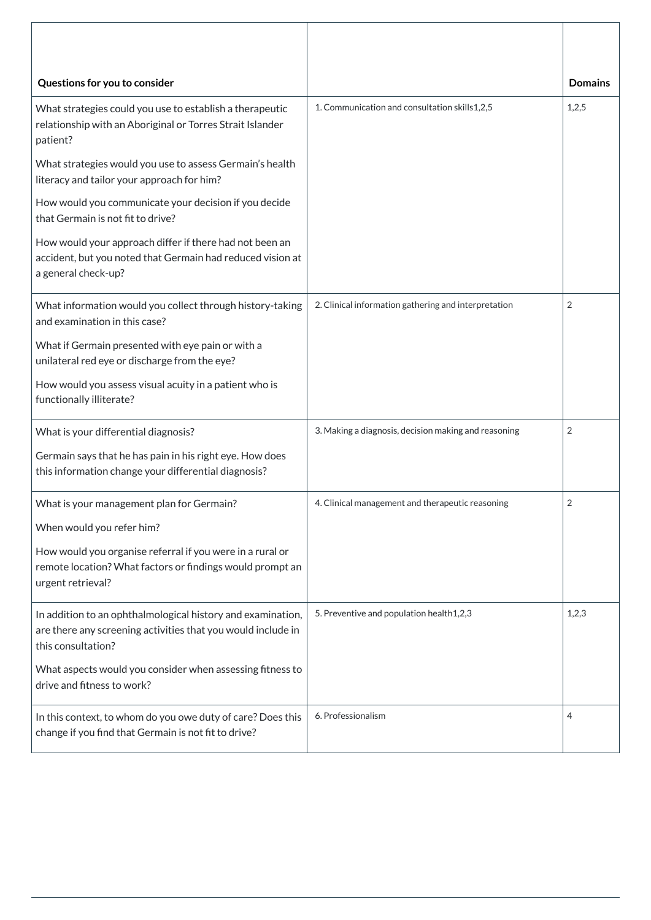| Questions for you to consider | | Domains |
|---|---|---|
| What strategies could you use to establish a therapeutic relationship with an Aboriginal or Torres Strait Islander patient?<br><br>What strategies would you use to assess Germain's health literacy and tailor your approach for him?<br><br>How would you communicate your decision if you decide that Germain is not fit to drive?<br><br>How would your approach differ if there had not been an accident, but you noted that Germain had reduced vision at a general check-up? | 1. Communication and consultation skills1,2,5 | 1,2,5 |
| What information would you collect through history-taking and examination in this case?<br><br>What if Germain presented with eye pain or with a unilateral red eye or discharge from the eye?<br><br>How would you assess visual acuity in a patient who is functionally illiterate? | 2. Clinical information gathering and interpretation | 2 |
| What is your differential diagnosis?<br><br>Germain says that he has pain in his right eye. How does this information change your differential diagnosis? | 3. Making a diagnosis, decision making and reasoning | 2 |
| What is your management plan for Germain?<br><br>When would you refer him?<br><br>How would you organise referral if you were in a rural or remote location? What factors or findings would prompt an urgent retrieval? | 4. Clinical management and therapeutic reasoning | 2 |
| In addition to an ophthalmological history and examination, are there any screening activities that you would include in this consultation?<br><br>What aspects would you consider when assessing fitness to drive and fitness to work? | 5. Preventive and population health1,2,3 | 1,2,3 |
| In this context, to whom do you owe duty of care? Does this change if you find that Germain is not fit to drive? | 6. Professionalism | 4 |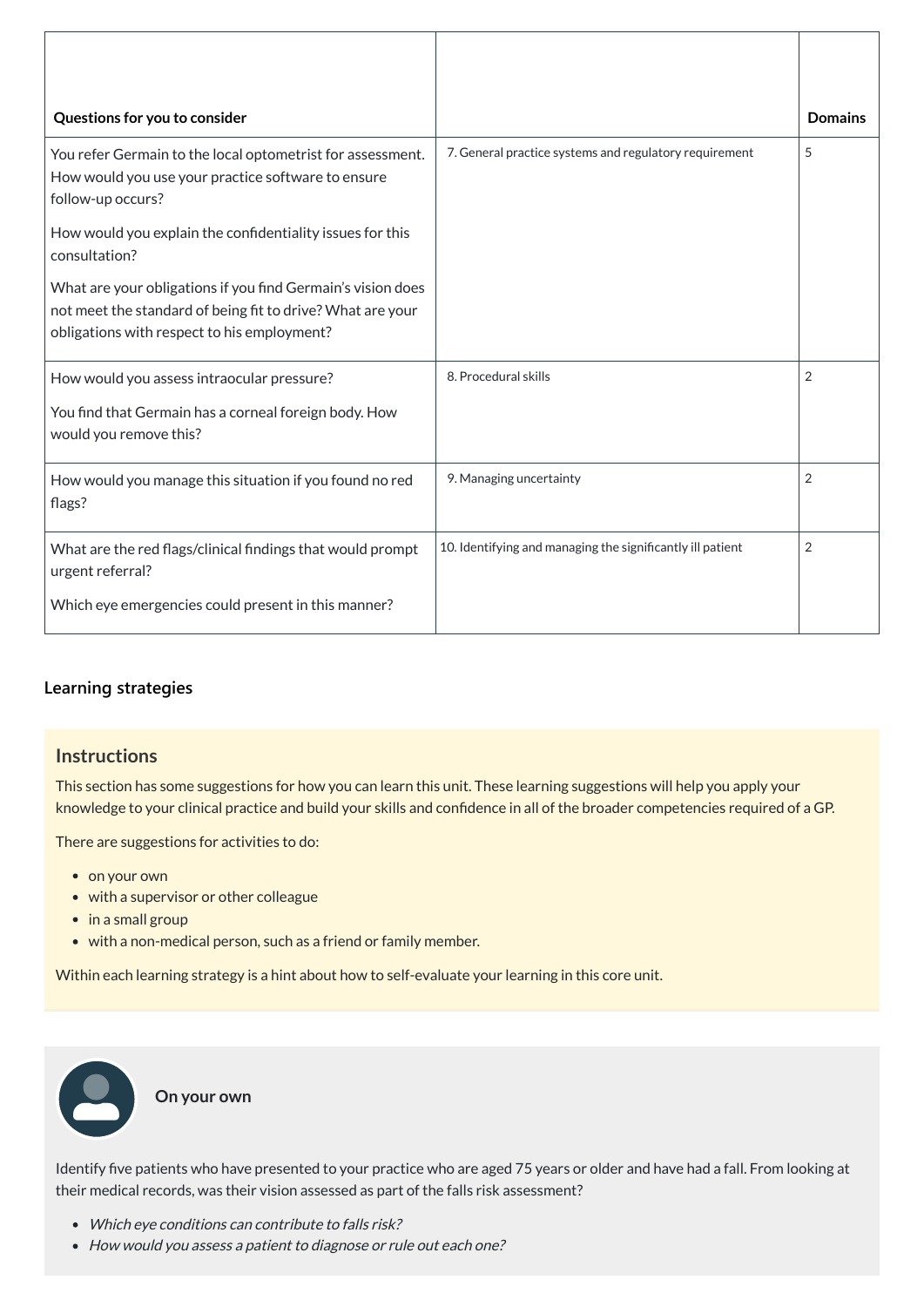| Questions for you to consider | | Domains |
|---|---|---|
| You refer Germain to the local optometrist for assessment. How would you use your practice software to ensure follow-up occurs?<br><br>How would you explain the confidentiality issues for this consultation?<br><br>What are your obligations if you find Germain's vision does not meet the standard of being fit to drive? What are your obligations with respect to his employment? | 7. General practice systems and regulatory requirement | 5 |
| How would you assess intraocular pressure?<br><br>You find that Germain has a corneal foreign body. How would you remove this? | 8. Procedural skills | 2 |
| How would you manage this situation if you found no red flags? | 9. Managing uncertainty | 2 |
| What are the red flags/clinical findings that would prompt urgent referral?<br><br>Which eye emergencies could present in this manner? | 10. Identifying and managing the significantly ill patient | 2 |

### Learning strategies

#### Instructions

This section has some suggestions for how you can learn this unit. These learning suggestions will help you apply your knowledge to your clinical practice and build your skills and confidence in all of the broader competencies required of a GP.

There are suggestions for activities to do:

- on your own
- with a supervisor or other colleague
- in a small group
- with a non-medical person, such as a friend or family member.

Within each learning strategy is a hint about how to self-evaluate your learning in this core unit.

#### On your own

Identify five patients who have presented to your practice who are aged 75 years or older and have had a fall. From looking at their medical records, was their vision assessed as part of the falls risk assessment?

- *Which eye conditions can contribute to falls risk?*
- *How would you assess a patient to diagnose or rule out each one?*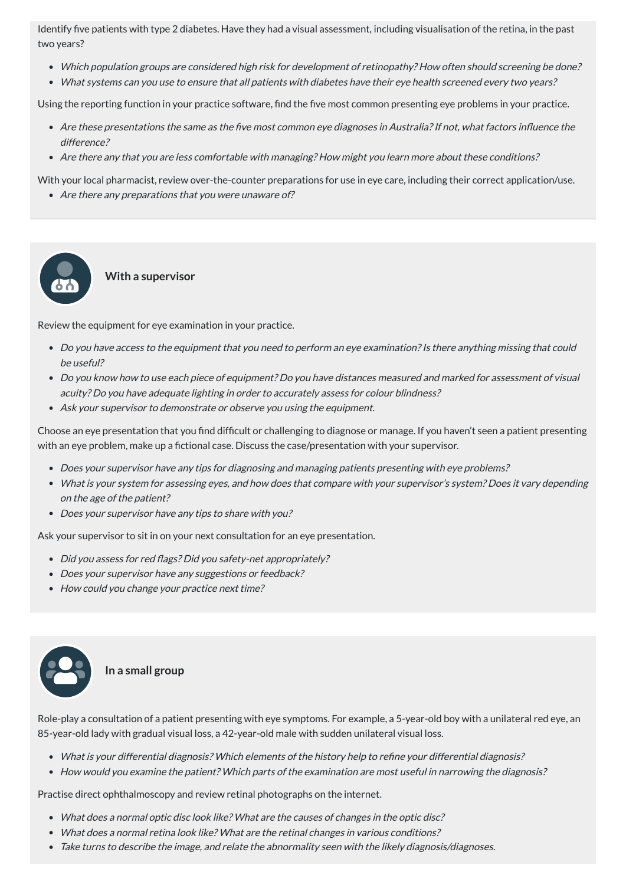Identify five patients with type 2 diabetes. Have they had a visual assessment, including visualisation of the retina, in the past two years?

- *Which population groups are considered high risk for development of retinopathy? How often should screening be done?*
- *What systems can you use to ensure that all patients with diabetes have their eye health screened every two years?*

Using the reporting function in your practice software, find the five most common presenting eye problems in your practice.

- *Are these presentations the same as the five most common eye diagnoses in Australia? If not, what factors influence the difference?*
- *Are there any that you are less comfortable with managing? How might you learn more about these conditions?*

With your local pharmacist, review over-the-counter preparations for use in eye care, including their correct application/use.

- *Are there any preparations that you were unaware of?*

## With a supervisor

Review the equipment for eye examination in your practice.

- *Do you have access to the equipment that you need to perform an eye examination? Is there anything missing that could be useful?*
- *Do you know how to use each piece of equipment? Do you have distances measured and marked for assessment of visual acuity? Do you have adequate lighting in order to accurately assess for colour blindness?*
- *Ask your supervisor to demonstrate or observe you using the equipment.*

Choose an eye presentation that you find difficult or challenging to diagnose or manage. If you haven't seen a patient presenting with an eye problem, make up a fictional case. Discuss the case/presentation with your supervisor.

- *Does your supervisor have any tips for diagnosing and managing patients presenting with eye problems?*
- *What is your system for assessing eyes, and how does that compare with your supervisor's system? Does it vary depending on the age of the patient?*
- *Does your supervisor have any tips to share with you?*

Ask your supervisor to sit in on your next consultation for an eye presentation.

- *Did you assess for red flags? Did you safety-net appropriately?*
- *Does your supervisor have any suggestions or feedback?*
- *How could you change your practice next time?*

## In a small group

Role-play a consultation of a patient presenting with eye symptoms. For example, a 5-year-old boy with a unilateral red eye, an 85-year-old lady with gradual visual loss, a 42-year-old male with sudden unilateral visual loss.

- *What is your differential diagnosis? Which elements of the history help to refine your differential diagnosis?*
- *How would you examine the patient? Which parts of the examination are most useful in narrowing the diagnosis?*

Practise direct ophthalmoscopy and review retinal photographs on the internet.

- *What does a normal optic disc look like? What are the causes of changes in the optic disc?*
- *What does a normal retina look like? What are the retinal changes in various conditions?*
- *Take turns to describe the image, and relate the abnormality seen with the likely diagnosis/diagnoses.*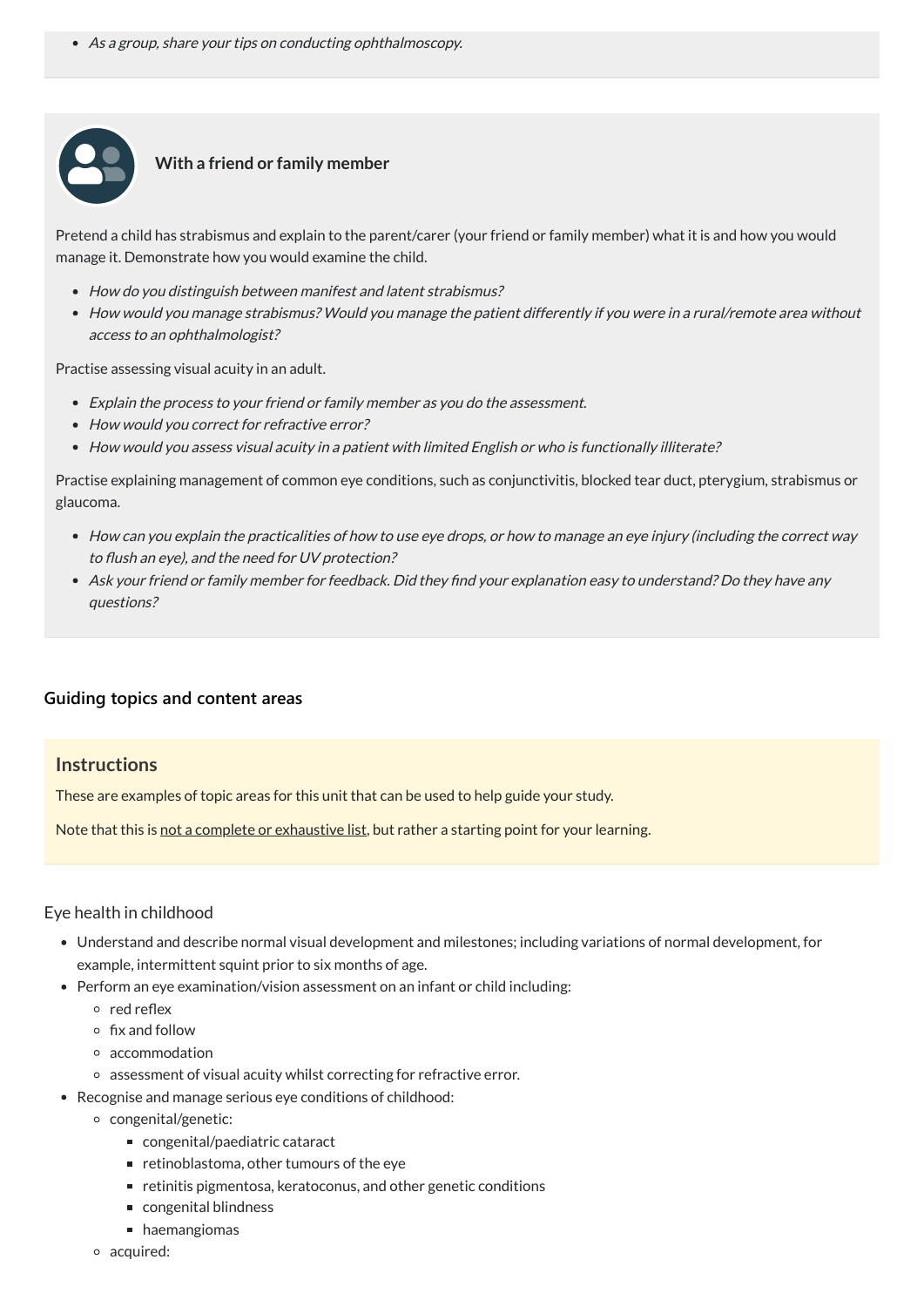- *As a group, share your tips on conducting ophthalmoscopy.*

**With a friend or family member**

Pretend a child has strabismus and explain to the parent/carer (your friend or family member) what it is and how you would manage it. Demonstrate how you would examine the child.

- *How do you distinguish between manifest and latent strabismus?*
- *How would you manage strabismus? Would you manage the patient differently if you were in a rural/remote area without access to an ophthalmologist?*

Practise assessing visual acuity in an adult.

- *Explain the process to your friend or family member as you do the assessment.*
- *How would you correct for refractive error?*
- *How would you assess visual acuity in a patient with limited English or who is functionally illiterate?*

Practise explaining management of common eye conditions, such as conjunctivitis, blocked tear duct, pterygium, strabismus or glaucoma.

- *How can you explain the practicalities of how to use eye drops, or how to manage an eye injury (including the correct way to flush an eye), and the need for UV protection?*
- *Ask your friend or family member for feedback. Did they find your explanation easy to understand? Do they have any questions?*

### Guiding topics and content areas

**Instructions**

These are examples of topic areas for this unit that can be used to help guide your study.

Note that this is not a complete or exhaustive list, but rather a starting point for your learning.

Eye health in childhood

- Understand and describe normal visual development and milestones; including variations of normal development, for example, intermittent squint prior to six months of age.
- Perform an eye examination/vision assessment on an infant or child including:
  - red reflex
  - fix and follow
  - accommodation
  - assessment of visual acuity whilst correcting for refractive error.
- Recognise and manage serious eye conditions of childhood:
  - congenital/genetic:
    - congenital/paediatric cataract
    - retinoblastoma, other tumours of the eye
    - retinitis pigmentosa, keratoconus, and other genetic conditions
    - congenital blindness
    - haemangiomas
  - acquired: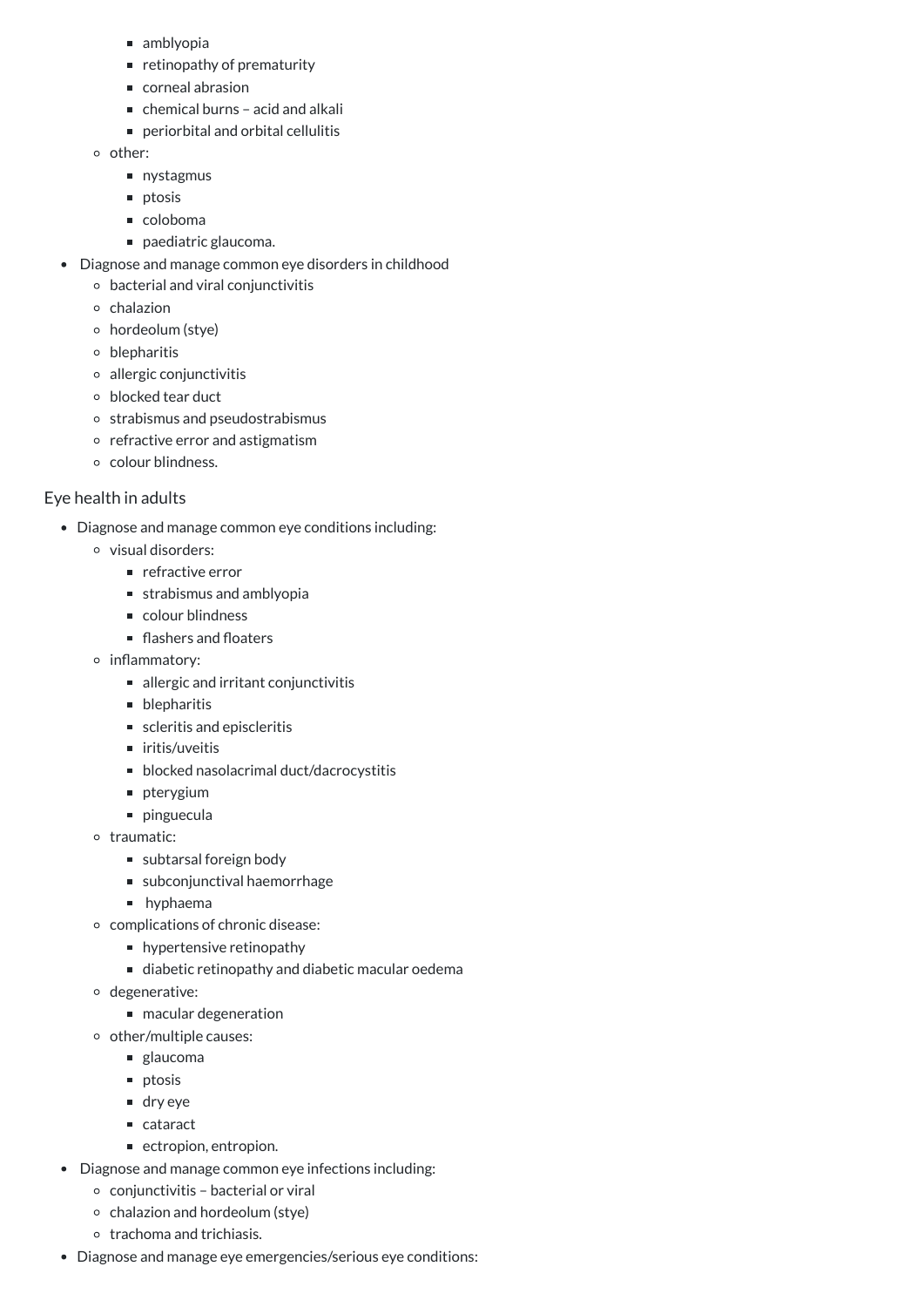- amblyopia
        - retinopathy of prematurity
        - corneal abrasion
        - chemical burns – acid and alkali
        - periorbital and orbital cellulitis
    - other:
        - nystagmus
        - ptosis
        - coloboma
        - paediatric glaucoma.
- Diagnose and manage common eye disorders in childhood
    - bacterial and viral conjunctivitis
    - chalazion
    - hordeolum (stye)
    - blepharitis
    - allergic conjunctivitis
    - blocked tear duct
    - strabismus and pseudostrabismus
    - refractive error and astigmatism
    - colour blindness.

### Eye health in adults

- Diagnose and manage common eye conditions including:
    - visual disorders:
        - refractive error
        - strabismus and amblyopia
        - colour blindness
        - flashers and floaters
    - inflammatory:
        - allergic and irritant conjunctivitis
        - blepharitis
        - scleritis and episcleritis
        - iritis/uveitis
        - blocked nasolacrimal duct/dacrocystitis
        - pterygium
        - pinguecula
    - traumatic:
        - subtarsal foreign body
        - subconjunctival haemorrhage
        - hyphaema
    - complications of chronic disease:
        - hypertensive retinopathy
        - diabetic retinopathy and diabetic macular oedema
    - degenerative:
        - macular degeneration
    - other/multiple causes:
        - glaucoma
        - ptosis
        - dry eye
        - cataract
        - ectropion, entropion.
- Diagnose and manage common eye infections including:
    - conjunctivitis – bacterial or viral
    - chalazion and hordeolum (stye)
    - trachoma and trichiasis.
- Diagnose and manage eye emergencies/serious eye conditions: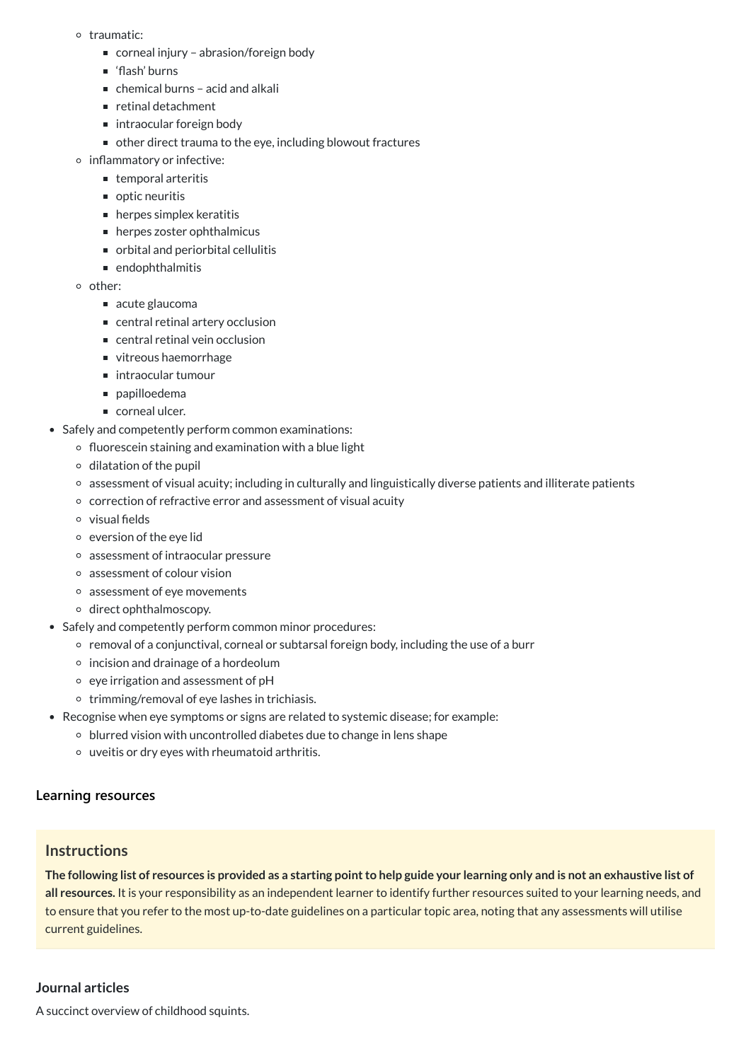- traumatic:
  - corneal injury – abrasion/foreign body
  - 'flash' burns
  - chemical burns – acid and alkali
  - retinal detachment
  - intraocular foreign body
  - other direct trauma to the eye, including blowout fractures
- inflammatory or infective:
  - temporal arteritis
  - optic neuritis
  - herpes simplex keratitis
  - herpes zoster ophthalmicus
  - orbital and periorbital cellulitis
  - endophthalmitis
- other:
  - acute glaucoma
  - central retinal artery occlusion
  - central retinal vein occlusion
  - vitreous haemorrhage
  - intraocular tumour
  - papilloedema
  - corneal ulcer.

- Safely and competently perform common examinations:
  - fluorescein staining and examination with a blue light
  - dilatation of the pupil
  - assessment of visual acuity; including in culturally and linguistically diverse patients and illiterate patients
  - correction of refractive error and assessment of visual acuity
  - visual fields
  - eversion of the eye lid
  - assessment of intraocular pressure
  - assessment of colour vision
  - assessment of eye movements
  - direct ophthalmoscopy.
- Safely and competently perform common minor procedures:
  - removal of a conjunctival, corneal or subtarsal foreign body, including the use of a burr
  - incision and drainage of a hordeolum
  - eye irrigation and assessment of pH
  - trimming/removal of eye lashes in trichiasis.
- Recognise when eye symptoms or signs are related to systemic disease; for example:
  - blurred vision with uncontrolled diabetes due to change in lens shape
  - uveitis or dry eyes with rheumatoid arthritis.

### Learning resources

#### Instructions

**The following list of resources is provided as a starting point to help guide your learning only and is not an exhaustive list of all resources.** It is your responsibility as an independent learner to identify further resources suited to your learning needs, and to ensure that you refer to the most up-to-date guidelines on a particular topic area, noting that any assessments will utilise current guidelines.

### Journal articles

A succinct overview of childhood squints.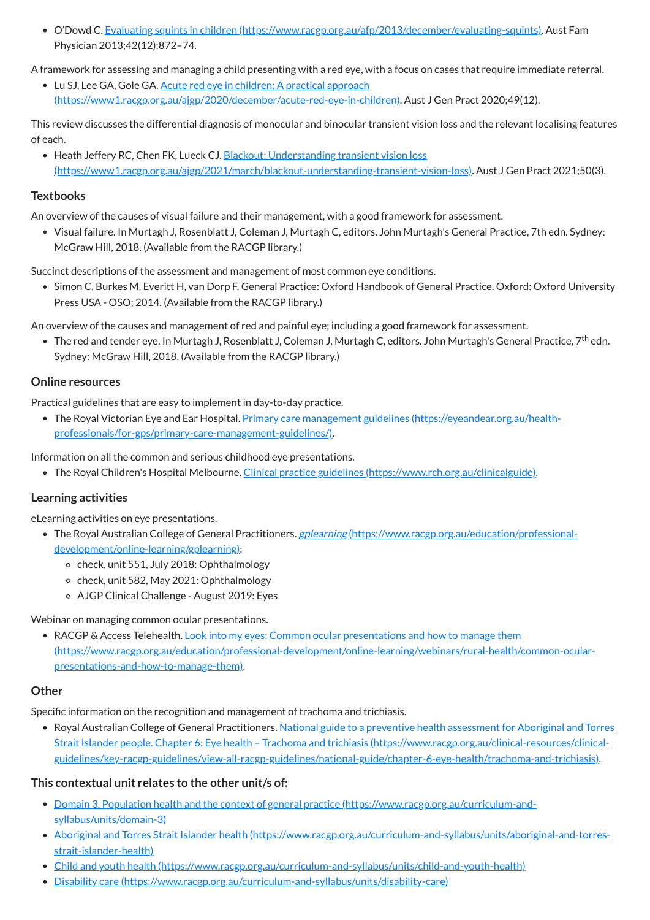- O'Dowd C. [Evaluating squints in children (https://www.racgp.org.au/afp/2013/december/evaluating-squints)](https://www.racgp.org.au/afp/2013/december/evaluating-squints). Aust Fam Physician 2013;42(12):872–74.

A framework for assessing and managing a child presenting with a red eye, with a focus on cases that require immediate referral.

- Lu SJ, Lee GA, Gole GA. [Acute red eye in children: A practical approach (https://www1.racgp.org.au/ajgp/2020/december/acute-red-eye-in-children)](https://www1.racgp.org.au/ajgp/2020/december/acute-red-eye-in-children). Aust J Gen Pract 2020;49(12).

This review discusses the differential diagnosis of monocular and binocular transient vision loss and the relevant localising features of each.

- Heath Jeffery RC, Chen FK, Lueck CJ. [Blackout: Understanding transient vision loss (https://www1.racgp.org.au/ajgp/2021/march/blackout-understanding-transient-vision-loss)](https://www1.racgp.org.au/ajgp/2021/march/blackout-understanding-transient-vision-loss). Aust J Gen Pract 2021;50(3).

## Textbooks

An overview of the causes of visual failure and their management, with a good framework for assessment.

- Visual failure. In Murtagh J, Rosenblatt J, Coleman J, Murtagh C, editors. John Murtagh's General Practice, 7th edn. Sydney: McGraw Hill, 2018. (Available from the RACGP library.)

Succinct descriptions of the assessment and management of most common eye conditions.

- Simon C, Burkes M, Everitt H, van Dorp F. General Practice: Oxford Handbook of General Practice. Oxford: Oxford University Press USA - OSO; 2014. (Available from the RACGP library.)

An overview of the causes and management of red and painful eye; including a good framework for assessment.

- The red and tender eye. In Murtagh J, Rosenblatt J, Coleman J, Murtagh C, editors. John Murtagh's General Practice, 7th edn. Sydney: McGraw Hill, 2018. (Available from the RACGP library.)

## Online resources

Practical guidelines that are easy to implement in day-to-day practice.

- The Royal Victorian Eye and Ear Hospital. [Primary care management guidelines (https://eyeandear.org.au/health-professionals/for-gps/primary-care-management-guidelines/)](https://eyeandear.org.au/health-professionals/for-gps/primary-care-management-guidelines/).

Information on all the common and serious childhood eye presentations.

- The Royal Children's Hospital Melbourne. [Clinical practice guidelines (https://www.rch.org.au/clinicalguide)](https://www.rch.org.au/clinicalguide).

## Learning activities

eLearning activities on eye presentations.

- The Royal Australian College of General Practitioners. [*gplearning* (https://www.racgp.org.au/education/professional-development/online-learning/gplearning)](https://www.racgp.org.au/education/professional-development/online-learning/gplearning):
  - check, unit 551, July 2018: Ophthalmology
  - check, unit 582, May 2021: Ophthalmology
  - AJGP Clinical Challenge - August 2019: Eyes

Webinar on managing common ocular presentations.

- RACGP & Access Telehealth. [Look into my eyes: Common ocular presentations and how to manage them (https://www.racgp.org.au/education/professional-development/online-learning/webinars/rural-health/common-ocular-presentations-and-how-to-manage-them)](https://www.racgp.org.au/education/professional-development/online-learning/webinars/rural-health/common-ocular-presentations-and-how-to-manage-them).

## Other

Specific information on the recognition and management of trachoma and trichiasis.

- Royal Australian College of General Practitioners. [National guide to a preventive health assessment for Aboriginal and Torres Strait Islander people. Chapter 6: Eye health – Trachoma and trichiasis (https://www.racgp.org.au/clinical-resources/clinical-guidelines/key-racgp-guidelines/view-all-racgp-guidelines/national-guide/chapter-6-eye-health/trachoma-and-trichiasis)](https://www.racgp.org.au/clinical-resources/clinical-guidelines/key-racgp-guidelines/view-all-racgp-guidelines/national-guide/chapter-6-eye-health/trachoma-and-trichiasis).

## This contextual unit relates to the other unit/s of:

- [Domain 3. Population health and the context of general practice (https://www.racgp.org.au/curriculum-and-syllabus/units/domain-3)](https://www.racgp.org.au/curriculum-and-syllabus/units/domain-3)
- [Aboriginal and Torres Strait Islander health (https://www.racgp.org.au/curriculum-and-syllabus/units/aboriginal-and-torres-strait-islander-health)](https://www.racgp.org.au/curriculum-and-syllabus/units/aboriginal-and-torres-strait-islander-health)
- [Child and youth health (https://www.racgp.org.au/curriculum-and-syllabus/units/child-and-youth-health)](https://www.racgp.org.au/curriculum-and-syllabus/units/child-and-youth-health)
- [Disability care (https://www.racgp.org.au/curriculum-and-syllabus/units/disability-care)](https://www.racgp.org.au/curriculum-and-syllabus/units/disability-care)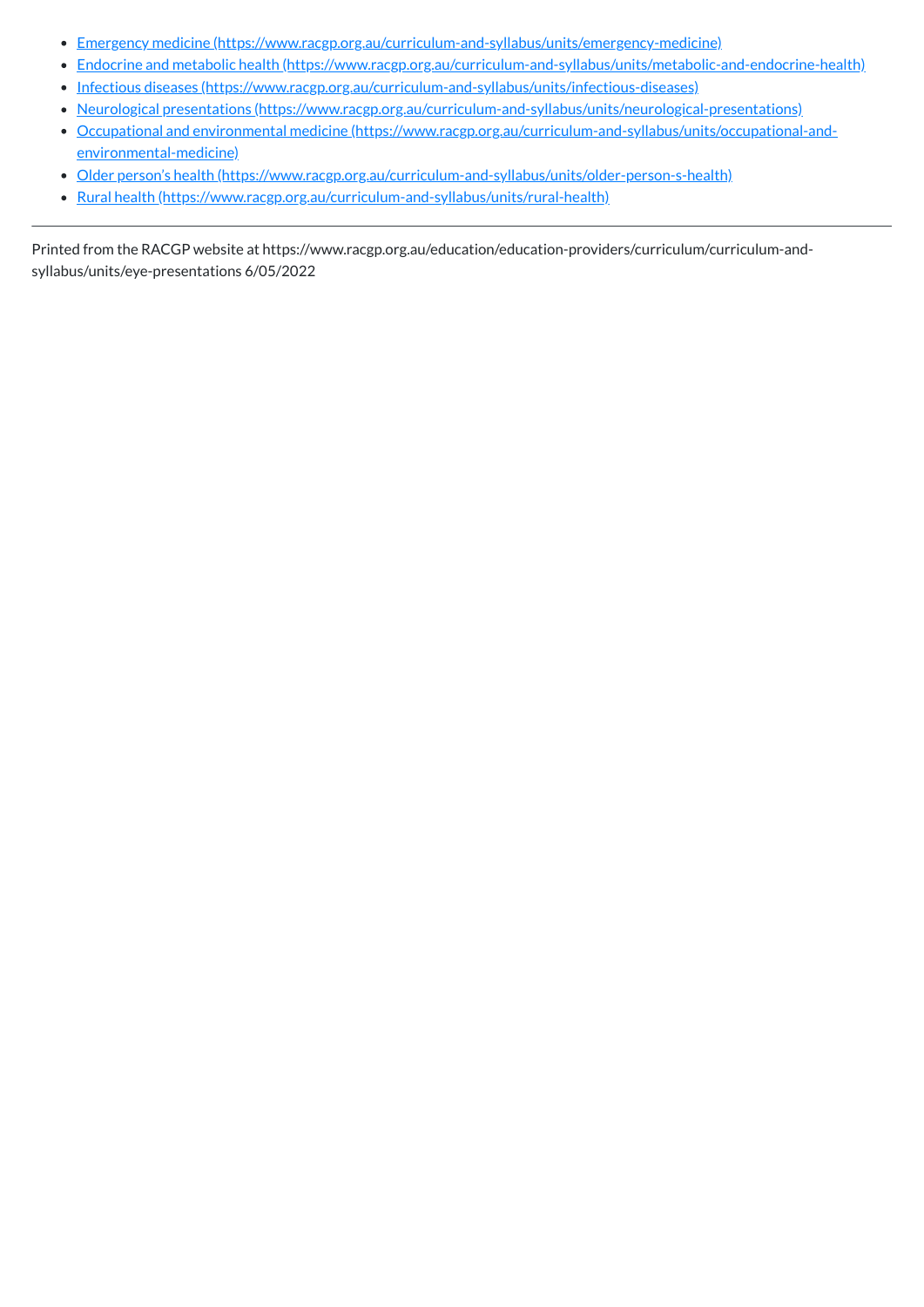- [Emergency medicine (https://www.racgp.org.au/curriculum-and-syllabus/units/emergency-medicine)](https://www.racgp.org.au/curriculum-and-syllabus/units/emergency-medicine)
- [Endocrine and metabolic health (https://www.racgp.org.au/curriculum-and-syllabus/units/metabolic-and-endocrine-health)](https://www.racgp.org.au/curriculum-and-syllabus/units/metabolic-and-endocrine-health)
- [Infectious diseases (https://www.racgp.org.au/curriculum-and-syllabus/units/infectious-diseases)](https://www.racgp.org.au/curriculum-and-syllabus/units/infectious-diseases)
- [Neurological presentations (https://www.racgp.org.au/curriculum-and-syllabus/units/neurological-presentations)](https://www.racgp.org.au/curriculum-and-syllabus/units/neurological-presentations)
- [Occupational and environmental medicine (https://www.racgp.org.au/curriculum-and-syllabus/units/occupational-and-environmental-medicine)](https://www.racgp.org.au/curriculum-and-syllabus/units/occupational-and-environmental-medicine)
- [Older person's health (https://www.racgp.org.au/curriculum-and-syllabus/units/older-person-s-health)](https://www.racgp.org.au/curriculum-and-syllabus/units/older-person-s-health)
- [Rural health (https://www.racgp.org.au/curriculum-and-syllabus/units/rural-health)](https://www.racgp.org.au/curriculum-and-syllabus/units/rural-health)

---

Printed from the RACGP website at https://www.racgp.org.au/education/education-providers/curriculum/curriculum-and-syllabus/units/eye-presentations 6/05/2022